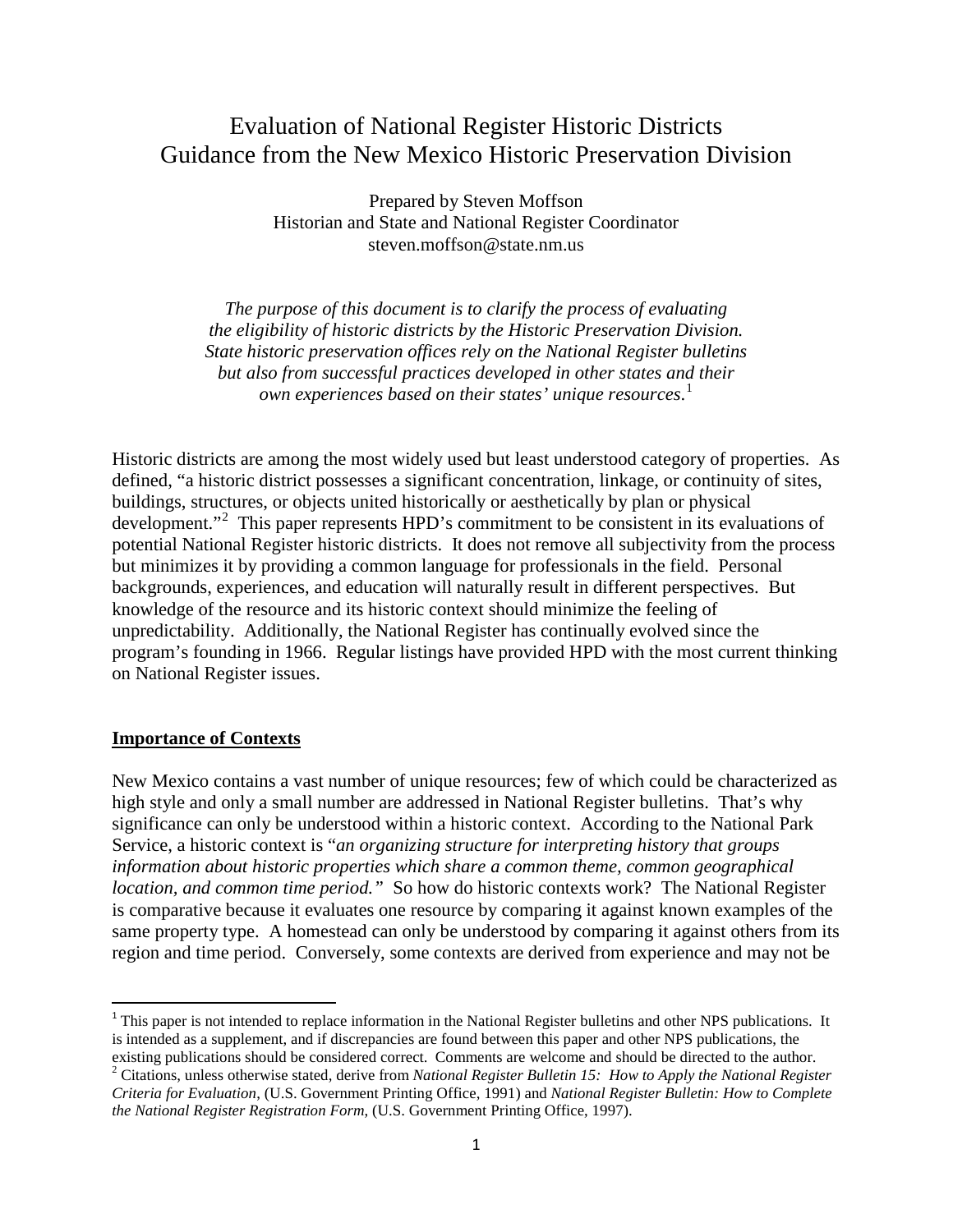# Evaluation of National Register Historic Districts
# Guidance from the New Mexico Historic Preservation Division

Prepared by Steven Moffson
Historian and State and National Register Coordinator
steven.moffson@state.nm.us

*The purpose of this document is to clarify the process of evaluating the eligibility of historic districts by the Historic Preservation Division. State historic preservation offices rely on the National Register bulletins but also from successful practices developed in other states and their own experiences based on their states' unique resources.*[1]

Historic districts are among the most widely used but least understood category of properties. As defined, "a historic district possesses a significant concentration, linkage, or continuity of sites, buildings, structures, or objects united historically or aesthetically by plan or physical development."[2] This paper represents HPD's commitment to be consistent in its evaluations of potential National Register historic districts. It does not remove all subjectivity from the process but minimizes it by providing a common language for professionals in the field. Personal backgrounds, experiences, and education will naturally result in different perspectives. But knowledge of the resource and its historic context should minimize the feeling of unpredictability. Additionally, the National Register has continually evolved since the program's founding in 1966. Regular listings have provided HPD with the most current thinking on National Register issues.

## Importance of Contexts

New Mexico contains a vast number of unique resources; few of which could be characterized as high style and only a small number are addressed in National Register bulletins. That's why significance can only be understood within a historic context. According to the National Park Service, a historic context is "*an organizing structure for interpreting history that groups information about historic properties which share a common theme, common geographical location, and common time period.*" So how do historic contexts work? The National Register is comparative because it evaluates one resource by comparing it against known examples of the same property type. A homestead can only be understood by comparing it against others from its region and time period. Conversely, some contexts are derived from experience and may not be

[1] This paper is not intended to replace information in the National Register bulletins and other NPS publications. It is intended as a supplement, and if discrepancies are found between this paper and other NPS publications, the existing publications should be considered correct. Comments are welcome and should be directed to the author.

[2] Citations, unless otherwise stated, derive from *National Register Bulletin 15: How to Apply the National Register Criteria for Evaluation*, (U.S. Government Printing Office, 1991) and *National Register Bulletin: How to Complete the National Register Registration Form*, (U.S. Government Printing Office, 1997).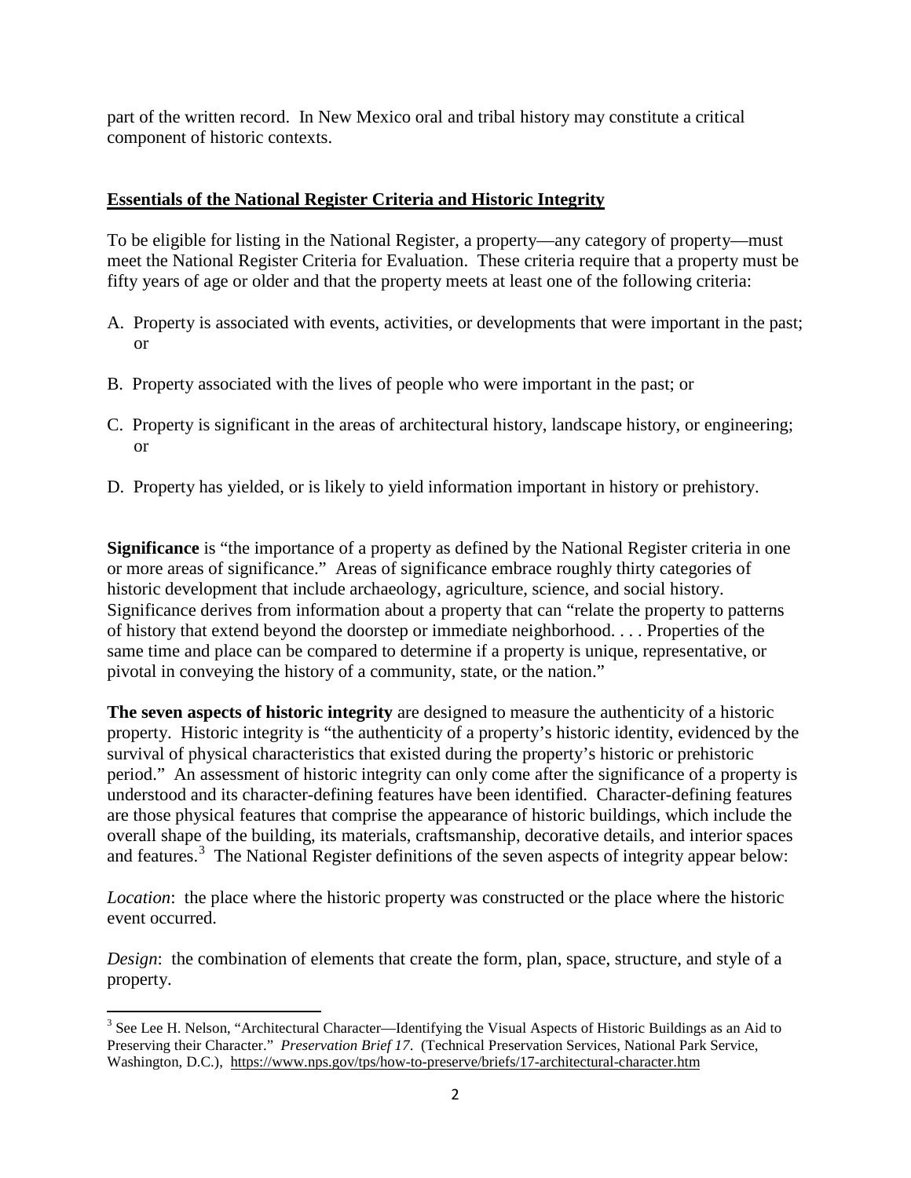part of the written record. In New Mexico oral and tribal history may constitute a critical component of historic contexts.

## Essentials of the National Register Criteria and Historic Integrity

To be eligible for listing in the National Register, a property—any category of property—must meet the National Register Criteria for Evaluation. These criteria require that a property must be fifty years of age or older and that the property meets at least one of the following criteria:

A. Property is associated with events, activities, or developments that were important in the past; or

B. Property associated with the lives of people who were important in the past; or

C. Property is significant in the areas of architectural history, landscape history, or engineering; or

D. Property has yielded, or is likely to yield information important in history or prehistory.

**Significance** is "the importance of a property as defined by the National Register criteria in one or more areas of significance." Areas of significance embrace roughly thirty categories of historic development that include archaeology, agriculture, science, and social history. Significance derives from information about a property that can "relate the property to patterns of history that extend beyond the doorstep or immediate neighborhood. . . . Properties of the same time and place can be compared to determine if a property is unique, representative, or pivotal in conveying the history of a community, state, or the nation."

**The seven aspects of historic integrity** are designed to measure the authenticity of a historic property. Historic integrity is "the authenticity of a property's historic identity, evidenced by the survival of physical characteristics that existed during the property's historic or prehistoric period." An assessment of historic integrity can only come after the significance of a property is understood and its character-defining features have been identified. Character-defining features are those physical features that comprise the appearance of historic buildings, which include the overall shape of the building, its materials, craftsmanship, decorative details, and interior spaces and features.[3] The National Register definitions of the seven aspects of integrity appear below:

*Location*: the place where the historic property was constructed or the place where the historic event occurred.

*Design*: the combination of elements that create the form, plan, space, structure, and style of a property.

[3] See Lee H. Nelson, "Architectural Character—Identifying the Visual Aspects of Historic Buildings as an Aid to Preserving their Character." *Preservation Brief 17*. (Technical Preservation Services, National Park Service, Washington, D.C.), https://www.nps.gov/tps/how-to-preserve/briefs/17-architectural-character.htm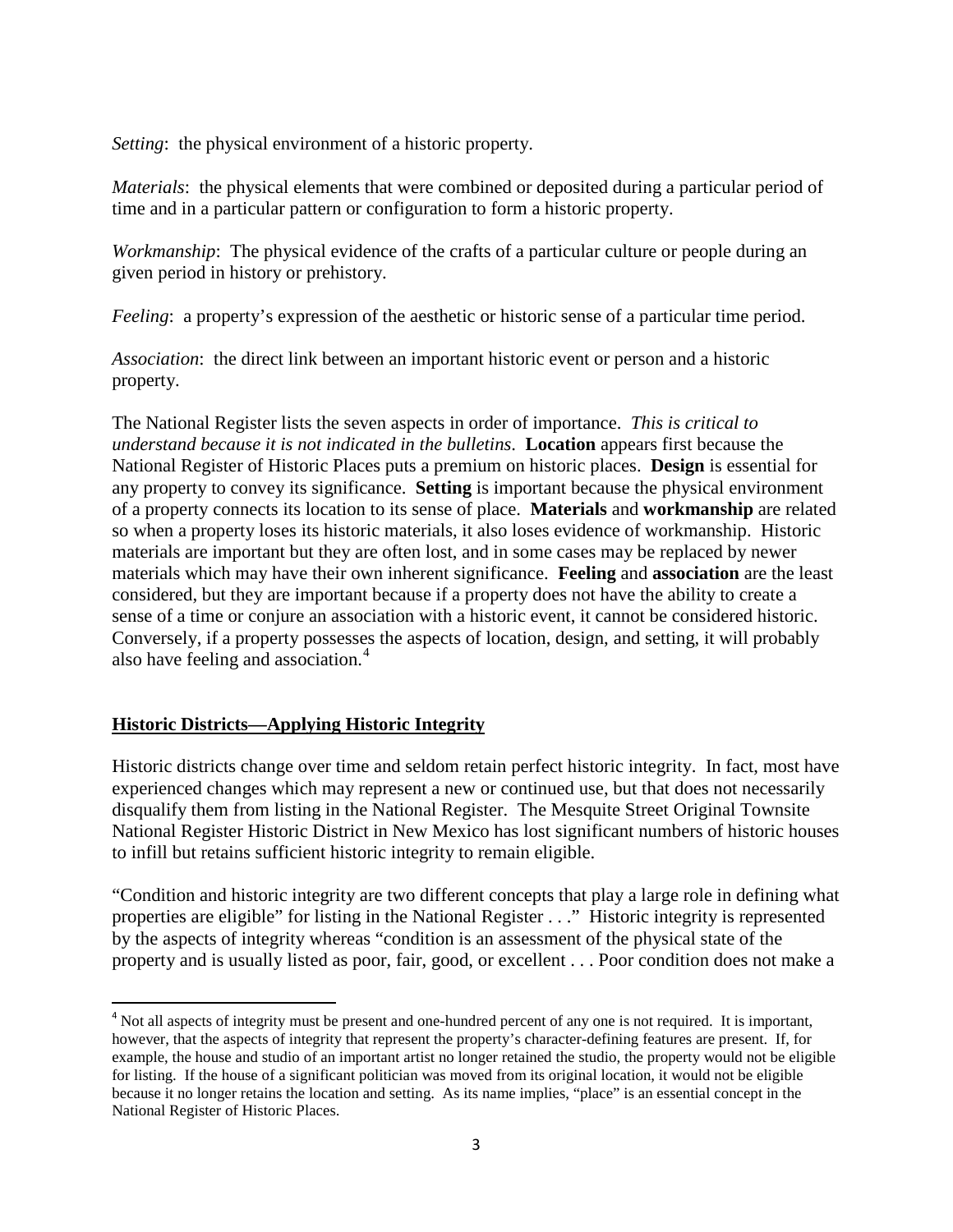*Setting*:  the physical environment of a historic property.

*Materials*:  the physical elements that were combined or deposited during a particular period of time and in a particular pattern or configuration to form a historic property.

*Workmanship*:  The physical evidence of the crafts of a particular culture or people during an given period in history or prehistory.

*Feeling*:  a property's expression of the aesthetic or historic sense of a particular time period.

*Association*:  the direct link between an important historic event or person and a historic property.

The National Register lists the seven aspects in order of importance.  *This is critical to understand because it is not indicated in the bulletins*.  **Location** appears first because the National Register of Historic Places puts a premium on historic places.  **Design** is essential for any property to convey its significance.  **Setting** is important because the physical environment of a property connects its location to its sense of place.  **Materials** and **workmanship** are related so when a property loses its historic materials, it also loses evidence of workmanship.  Historic materials are important but they are often lost, and in some cases may be replaced by newer materials which may have their own inherent significance.  **Feeling** and **association** are the least considered, but they are important because if a property does not have the ability to create a sense of a time or conjure an association with a historic event, it cannot be considered historic.  Conversely, if a property possesses the aspects of location, design, and setting, it will probably also have feeling and association.[4]

## Historic Districts—Applying Historic Integrity

Historic districts change over time and seldom retain perfect historic integrity.  In fact, most have experienced changes which may represent a new or continued use, but that does not necessarily disqualify them from listing in the National Register.  The Mesquite Street Original Townsite National Register Historic District in New Mexico has lost significant numbers of historic houses to infill but retains sufficient historic integrity to remain eligible.

"Condition and historic integrity are two different concepts that play a large role in defining what properties are eligible" for listing in the National Register . . ."  Historic integrity is represented by the aspects of integrity whereas "condition is an assessment of the physical state of the property and is usually listed as poor, fair, good, or excellent . . . Poor condition does not make a

[4] Not all aspects of integrity must be present and one-hundred percent of any one is not required.  It is important, however, that the aspects of integrity that represent the property's character-defining features are present.  If, for example, the house and studio of an important artist no longer retained the studio, the property would not be eligible for listing.  If the house of a significant politician was moved from its original location, it would not be eligible because it no longer retains the location and setting.  As its name implies, "place" is an essential concept in the National Register of Historic Places.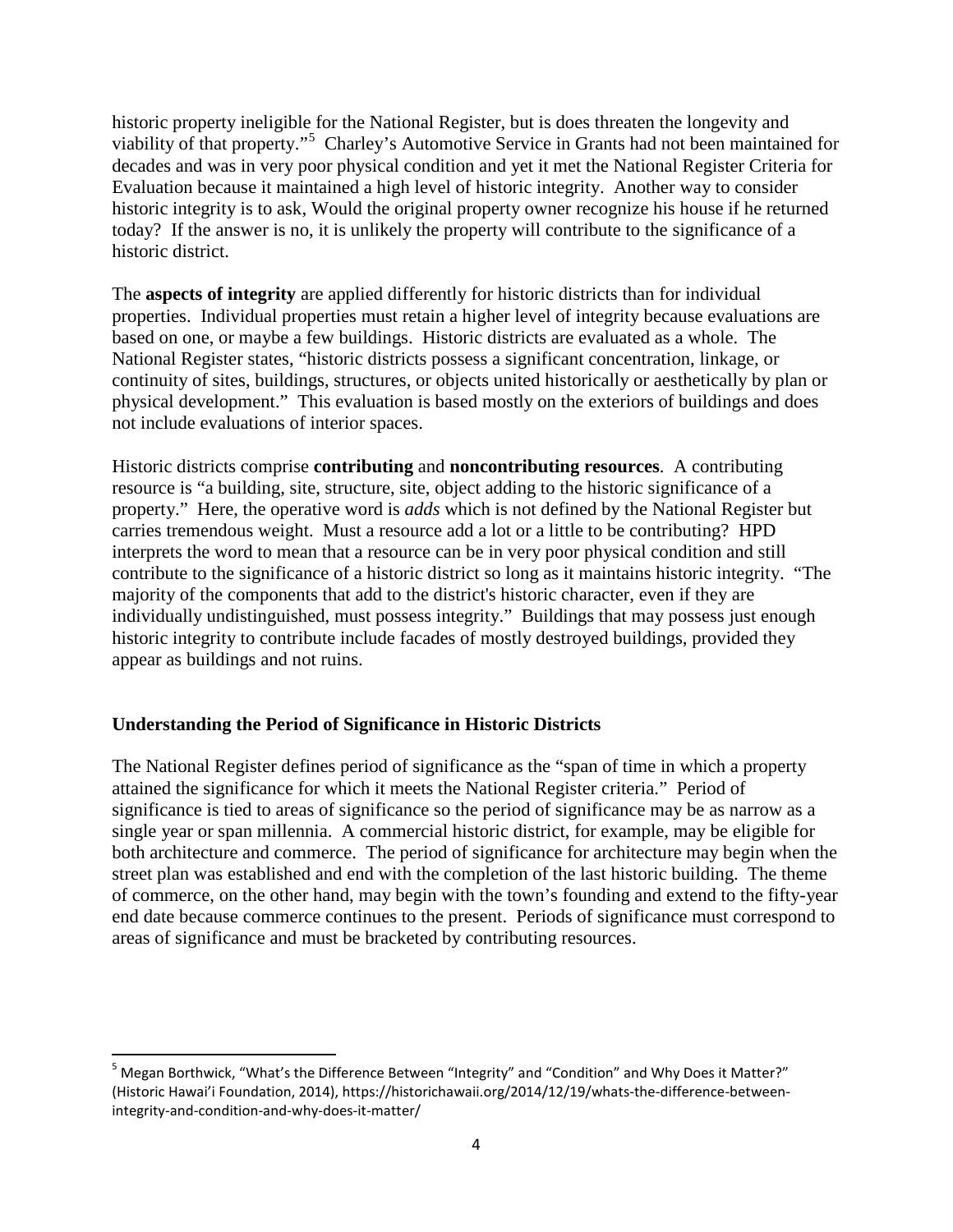historic property ineligible for the National Register, but is does threaten the longevity and viability of that property."[5] Charley's Automotive Service in Grants had not been maintained for decades and was in very poor physical condition and yet it met the National Register Criteria for Evaluation because it maintained a high level of historic integrity. Another way to consider historic integrity is to ask, Would the original property owner recognize his house if he returned today? If the answer is no, it is unlikely the property will contribute to the significance of a historic district.

The **aspects of integrity** are applied differently for historic districts than for individual properties. Individual properties must retain a higher level of integrity because evaluations are based on one, or maybe a few buildings. Historic districts are evaluated as a whole. The National Register states, "historic districts possess a significant concentration, linkage, or continuity of sites, buildings, structures, or objects united historically or aesthetically by plan or physical development." This evaluation is based mostly on the exteriors of buildings and does not include evaluations of interior spaces.

Historic districts comprise **contributing** and **noncontributing resources**. A contributing resource is "a building, site, structure, site, object adding to the historic significance of a property." Here, the operative word is *adds* which is not defined by the National Register but carries tremendous weight. Must a resource add a lot or a little to be contributing? HPD interprets the word to mean that a resource can be in very poor physical condition and still contribute to the significance of a historic district so long as it maintains historic integrity. "The majority of the components that add to the district's historic character, even if they are individually undistinguished, must possess integrity." Buildings that may possess just enough historic integrity to contribute include facades of mostly destroyed buildings, provided they appear as buildings and not ruins.

### Understanding the Period of Significance in Historic Districts

The National Register defines period of significance as the "span of time in which a property attained the significance for which it meets the National Register criteria." Period of significance is tied to areas of significance so the period of significance may be as narrow as a single year or span millennia. A commercial historic district, for example, may be eligible for both architecture and commerce. The period of significance for architecture may begin when the street plan was established and end with the completion of the last historic building. The theme of commerce, on the other hand, may begin with the town's founding and extend to the fifty-year end date because commerce continues to the present. Periods of significance must correspond to areas of significance and must be bracketed by contributing resources.

---

[5] Megan Borthwick, "What's the Difference Between "Integrity" and "Condition" and Why Does it Matter?" (Historic Hawai'i Foundation, 2014), https://historichawaii.org/2014/12/19/whats-the-difference-between-integrity-and-condition-and-why-does-it-matter/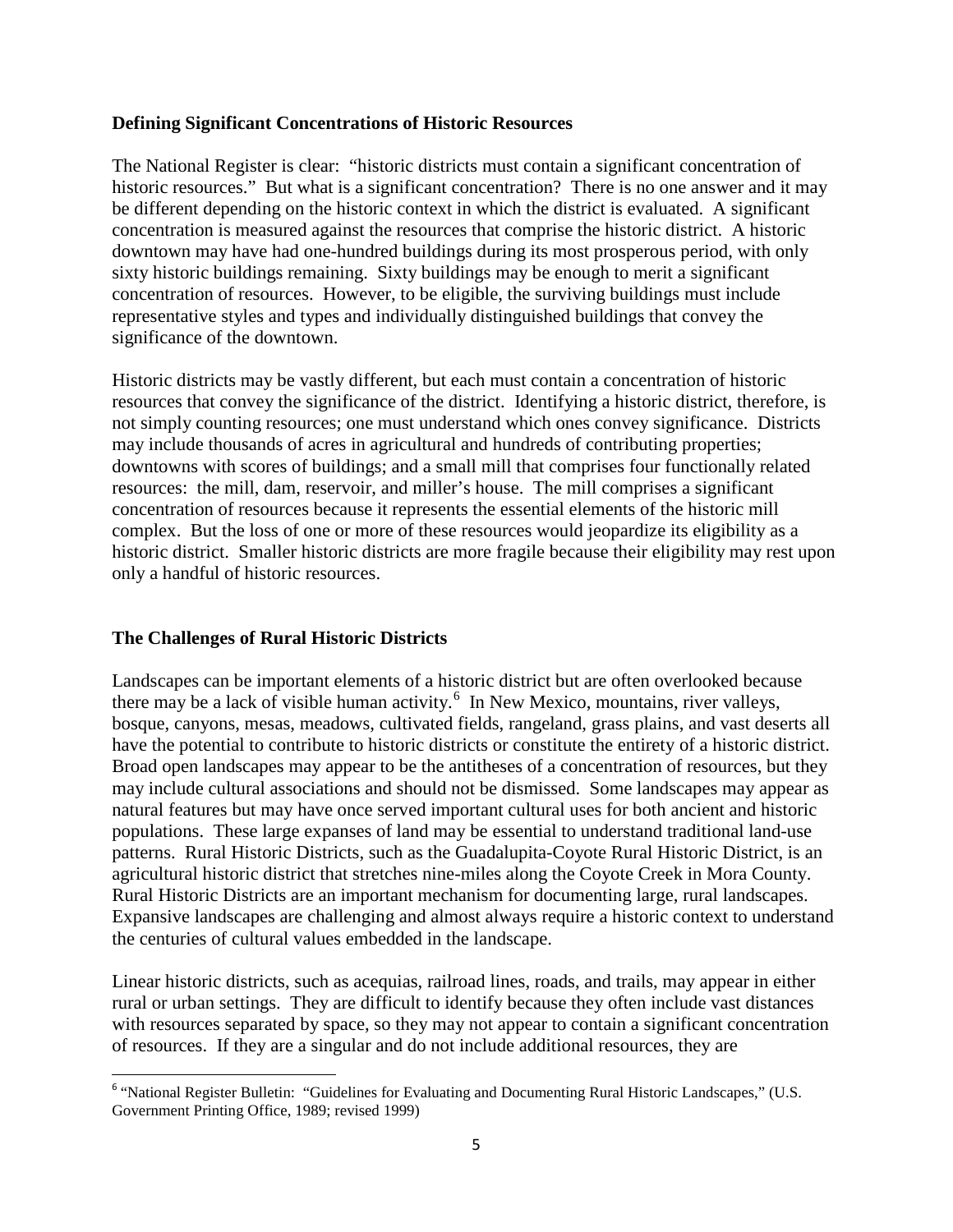**Defining Significant Concentrations of Historic Resources**

The National Register is clear: "historic districts must contain a significant concentration of historic resources." But what is a significant concentration? There is no one answer and it may be different depending on the historic context in which the district is evaluated. A significant concentration is measured against the resources that comprise the historic district. A historic downtown may have had one-hundred buildings during its most prosperous period, with only sixty historic buildings remaining. Sixty buildings may be enough to merit a significant concentration of resources. However, to be eligible, the surviving buildings must include representative styles and types and individually distinguished buildings that convey the significance of the downtown.

Historic districts may be vastly different, but each must contain a concentration of historic resources that convey the significance of the district. Identifying a historic district, therefore, is not simply counting resources; one must understand which ones convey significance. Districts may include thousands of acres in agricultural and hundreds of contributing properties; downtowns with scores of buildings; and a small mill that comprises four functionally related resources: the mill, dam, reservoir, and miller's house. The mill comprises a significant concentration of resources because it represents the essential elements of the historic mill complex. But the loss of one or more of these resources would jeopardize its eligibility as a historic district. Smaller historic districts are more fragile because their eligibility may rest upon only a handful of historic resources.

**The Challenges of Rural Historic Districts**

Landscapes can be important elements of a historic district but are often overlooked because there may be a lack of visible human activity.[6] In New Mexico, mountains, river valleys, bosque, canyons, mesas, meadows, cultivated fields, rangeland, grass plains, and vast deserts all have the potential to contribute to historic districts or constitute the entirety of a historic district. Broad open landscapes may appear to be the antitheses of a concentration of resources, but they may include cultural associations and should not be dismissed. Some landscapes may appear as natural features but may have once served important cultural uses for both ancient and historic populations. These large expanses of land may be essential to understand traditional land-use patterns. Rural Historic Districts, such as the Guadalupita-Coyote Rural Historic District, is an agricultural historic district that stretches nine-miles along the Coyote Creek in Mora County. Rural Historic Districts are an important mechanism for documenting large, rural landscapes. Expansive landscapes are challenging and almost always require a historic context to understand the centuries of cultural values embedded in the landscape.

Linear historic districts, such as acequias, railroad lines, roads, and trails, may appear in either rural or urban settings. They are difficult to identify because they often include vast distances with resources separated by space, so they may not appear to contain a significant concentration of resources. If they are a singular and do not include additional resources, they are

[6] "National Register Bulletin: "Guidelines for Evaluating and Documenting Rural Historic Landscapes," (U.S. Government Printing Office, 1989; revised 1999)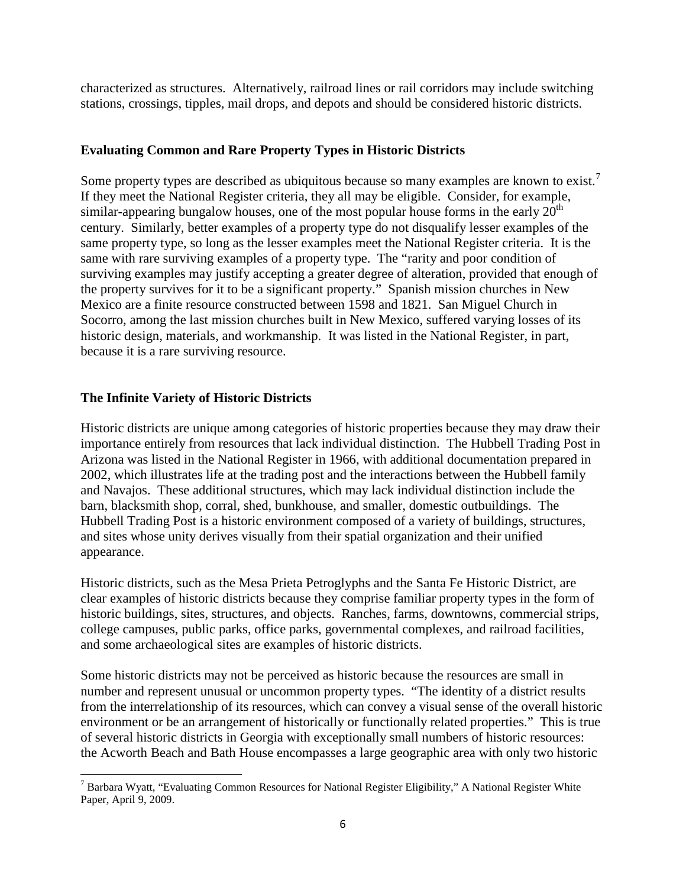characterized as structures. Alternatively, railroad lines or rail corridors may include switching stations, crossings, tipples, mail drops, and depots and should be considered historic districts.

**Evaluating Common and Rare Property Types in Historic Districts**

Some property types are described as ubiquitous because so many examples are known to exist.[7] If they meet the National Register criteria, they all may be eligible. Consider, for example, similar-appearing bungalow houses, one of the most popular house forms in the early 20th century. Similarly, better examples of a property type do not disqualify lesser examples of the same property type, so long as the lesser examples meet the National Register criteria. It is the same with rare surviving examples of a property type. The "rarity and poor condition of surviving examples may justify accepting a greater degree of alteration, provided that enough of the property survives for it to be a significant property." Spanish mission churches in New Mexico are a finite resource constructed between 1598 and 1821. San Miguel Church in Socorro, among the last mission churches built in New Mexico, suffered varying losses of its historic design, materials, and workmanship. It was listed in the National Register, in part, because it is a rare surviving resource.

**The Infinite Variety of Historic Districts**

Historic districts are unique among categories of historic properties because they may draw their importance entirely from resources that lack individual distinction. The Hubbell Trading Post in Arizona was listed in the National Register in 1966, with additional documentation prepared in 2002, which illustrates life at the trading post and the interactions between the Hubbell family and Navajos. These additional structures, which may lack individual distinction include the barn, blacksmith shop, corral, shed, bunkhouse, and smaller, domestic outbuildings. The Hubbell Trading Post is a historic environment composed of a variety of buildings, structures, and sites whose unity derives visually from their spatial organization and their unified appearance.

Historic districts, such as the Mesa Prieta Petroglyphs and the Santa Fe Historic District, are clear examples of historic districts because they comprise familiar property types in the form of historic buildings, sites, structures, and objects. Ranches, farms, downtowns, commercial strips, college campuses, public parks, office parks, governmental complexes, and railroad facilities, and some archaeological sites are examples of historic districts.

Some historic districts may not be perceived as historic because the resources are small in number and represent unusual or uncommon property types. "The identity of a district results from the interrelationship of its resources, which can convey a visual sense of the overall historic environment or be an arrangement of historically or functionally related properties." This is true of several historic districts in Georgia with exceptionally small numbers of historic resources: the Acworth Beach and Bath House encompasses a large geographic area with only two historic

[7] Barbara Wyatt, "Evaluating Common Resources for National Register Eligibility," A National Register White Paper, April 9, 2009.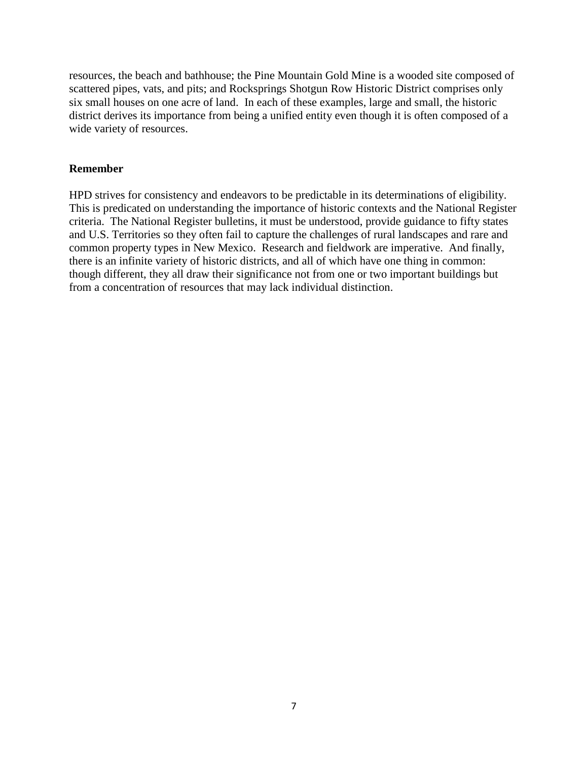resources, the beach and bathhouse; the Pine Mountain Gold Mine is a wooded site composed of scattered pipes, vats, and pits; and Rocksprings Shotgun Row Historic District comprises only six small houses on one acre of land. In each of these examples, large and small, the historic district derives its importance from being a unified entity even though it is often composed of a wide variety of resources.

**Remember**

HPD strives for consistency and endeavors to be predictable in its determinations of eligibility. This is predicated on understanding the importance of historic contexts and the National Register criteria. The National Register bulletins, it must be understood, provide guidance to fifty states and U.S. Territories so they often fail to capture the challenges of rural landscapes and rare and common property types in New Mexico. Research and fieldwork are imperative. And finally, there is an infinite variety of historic districts, and all of which have one thing in common: though different, they all draw their significance not from one or two important buildings but from a concentration of resources that may lack individual distinction.